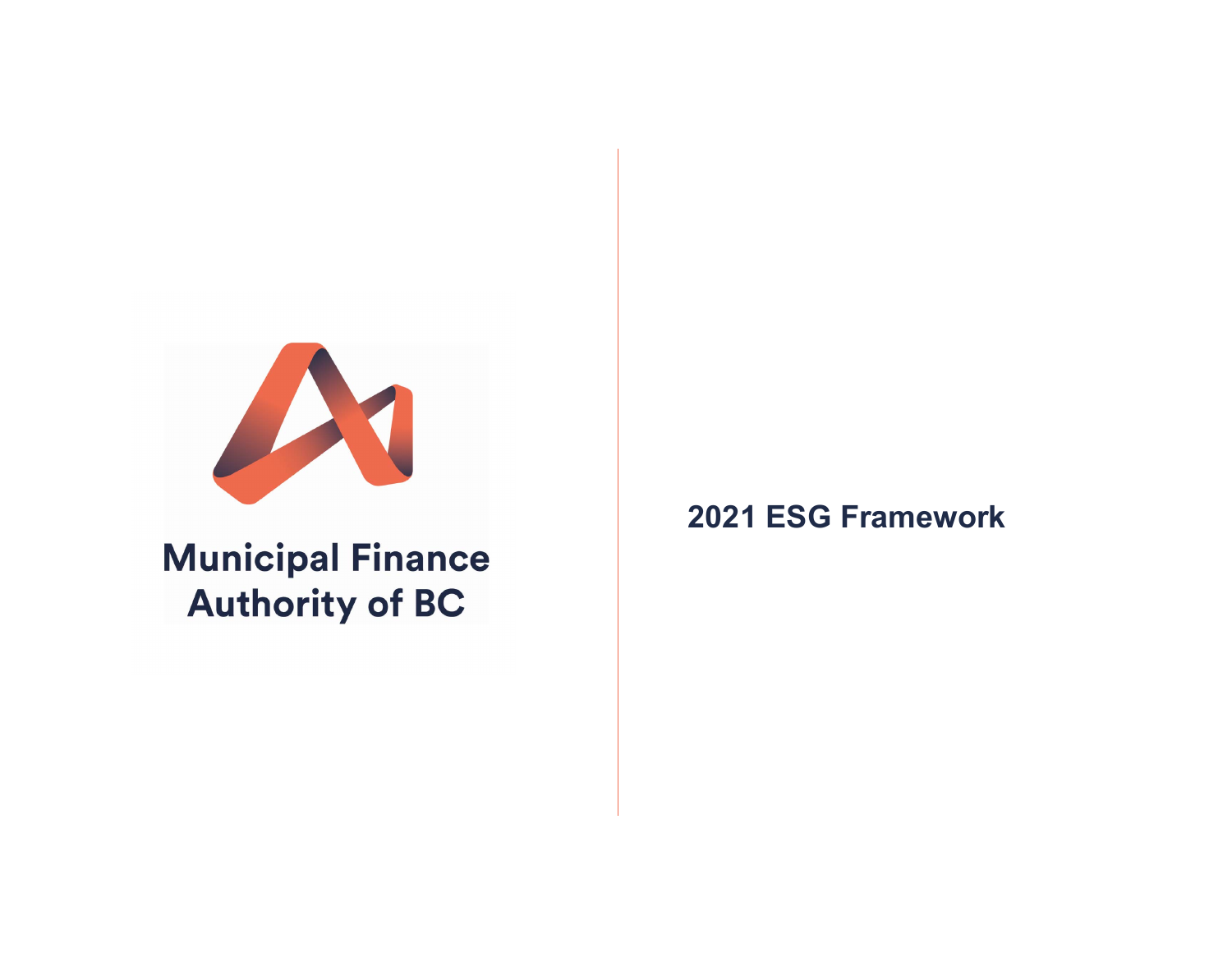Municipal Finance Authority of BC

# 2021 ESG Framework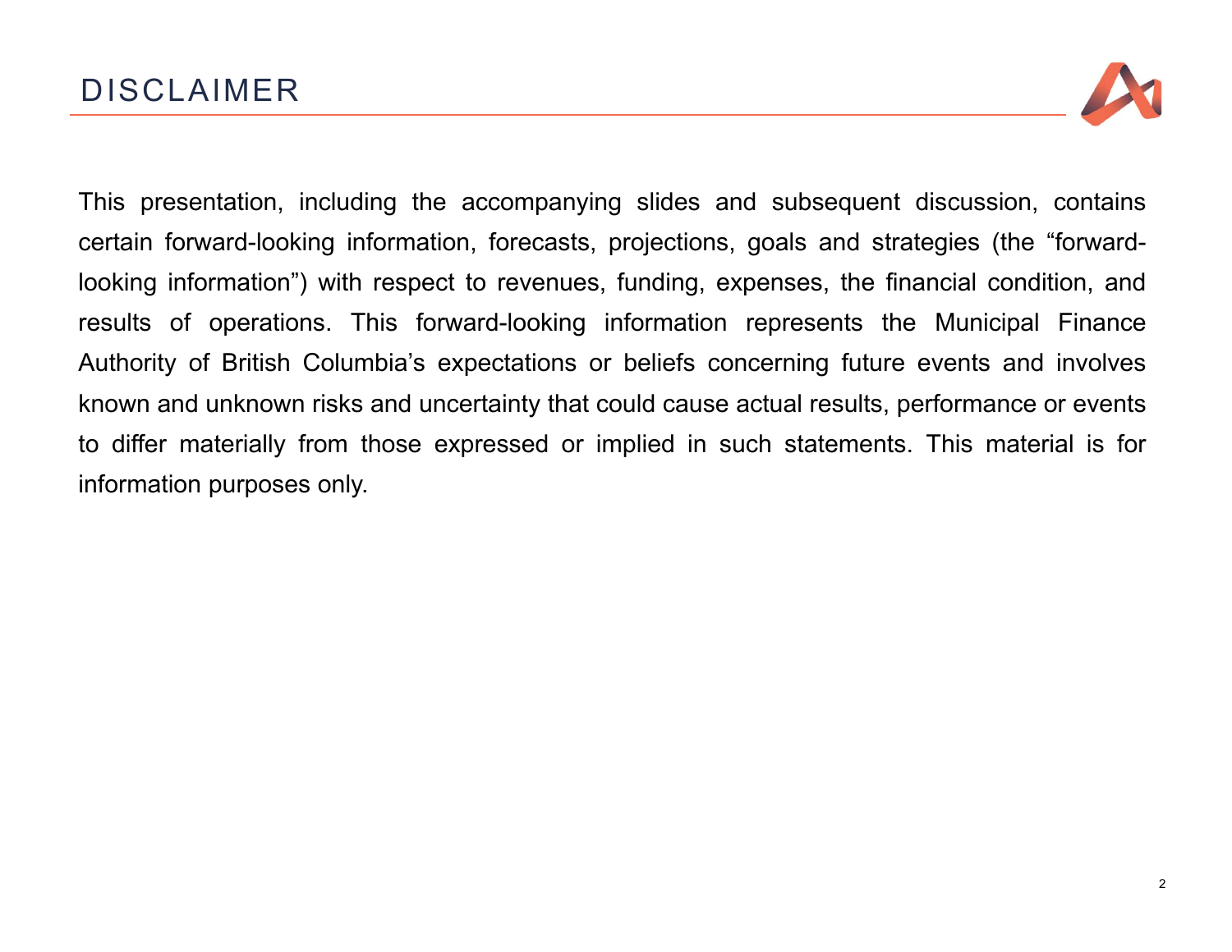# DISCLAIMER

This presentation, including the accompanying slides and subsequent discussion, contains certain forward-looking information, forecasts, projections, goals and strategies (the "forward-looking information") with respect to revenues, funding, expenses, the financial condition, and results of operations. This forward-looking information represents the Municipal Finance Authority of British Columbia's expectations or beliefs concerning future events and involves known and unknown risks and uncertainty that could cause actual results, performance or events to differ materially from those expressed or implied in such statements. This material is for information purposes only.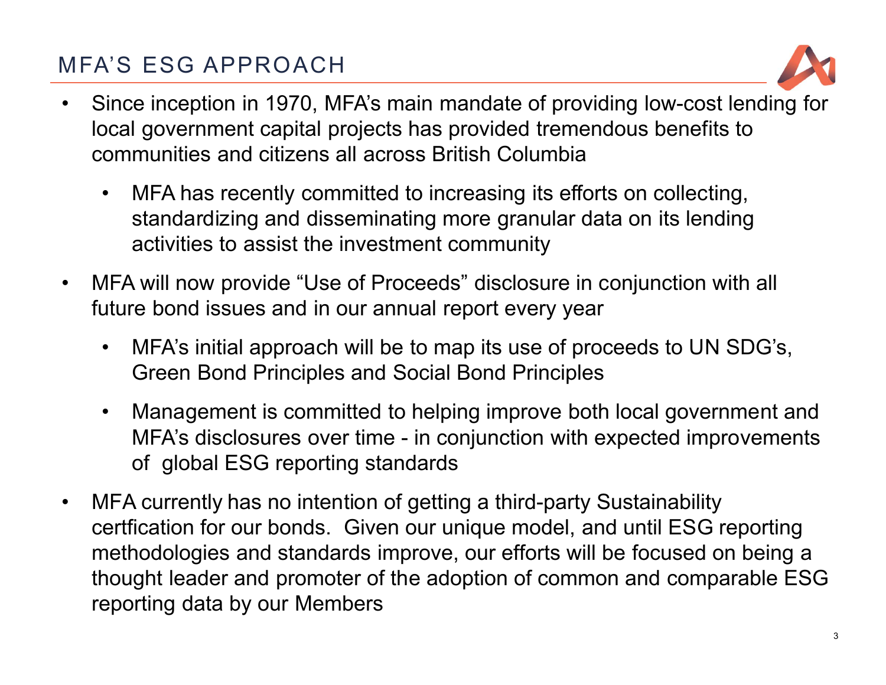# MFA'S ESG APPROACH

- Since inception in 1970, MFA's main mandate of providing low-cost lending for local government capital projects has provided tremendous benefits to communities and citizens all across British Columbia
  - MFA has recently committed to increasing its efforts on collecting, standardizing and disseminating more granular data on its lending activities to assist the investment community
- MFA will now provide "Use of Proceeds" disclosure in conjunction with all future bond issues and in our annual report every year
  - MFA's initial approach will be to map its use of proceeds to UN SDG's, Green Bond Principles and Social Bond Principles
  - Management is committed to helping improve both local government and MFA's disclosures over time - in conjunction with expected improvements of global ESG reporting standards
- MFA currently has no intention of getting a third-party Sustainability certfication for our bonds. Given our unique model, and until ESG reporting methodologies and standards improve, our efforts will be focused on being a thought leader and promoter of the adoption of common and comparable ESG reporting data by our Members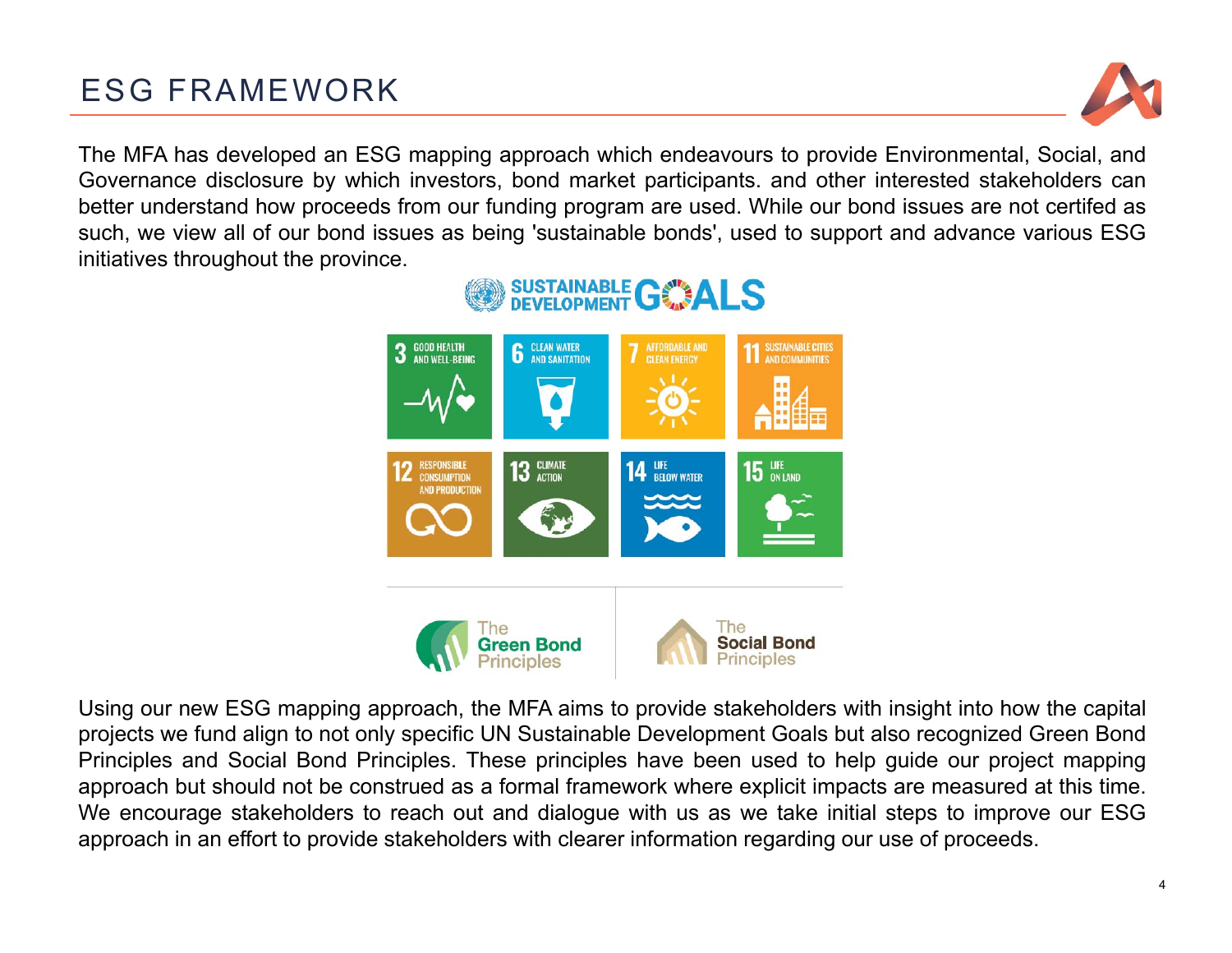# ESG FRAMEWORK

The MFA has developed an ESG mapping approach which endeavours to provide Environmental, Social, and Governance disclosure by which investors, bond market participants. and other interested stakeholders can better understand how proceeds from our funding program are used. While our bond issues are not certifed as such, we view all of our bond issues as being 'sustainable bonds', used to support and advance various ESG initiatives throughout the province.

SUSTAINABLE DEVELOPMENT GOALS

- 3 GOOD HEALTH AND WELL-BEING
- 6 CLEAN WATER AND SANITATION
- 7 AFFORDABLE AND CLEAN ENERGY
- 11 SUSTAINABLE CITIES AND COMMUNITIES
- 12 RESPONSIBLE CONSUMPTION AND PRODUCTION
- 13 CLIMATE ACTION
- 14 LIFE BELOW WATER
- 15 LIFE ON LAND

The Green Bond Principles | The Social Bond Principles

Using our new ESG mapping approach, the MFA aims to provide stakeholders with insight into how the capital projects we fund align to not only specific UN Sustainable Development Goals but also recognized Green Bond Principles and Social Bond Principles. These principles have been used to help guide our project mapping approach but should not be construed as a formal framework where explicit impacts are measured at this time. We encourage stakeholders to reach out and dialogue with us as we take initial steps to improve our ESG approach in an effort to provide stakeholders with clearer information regarding our use of proceeds.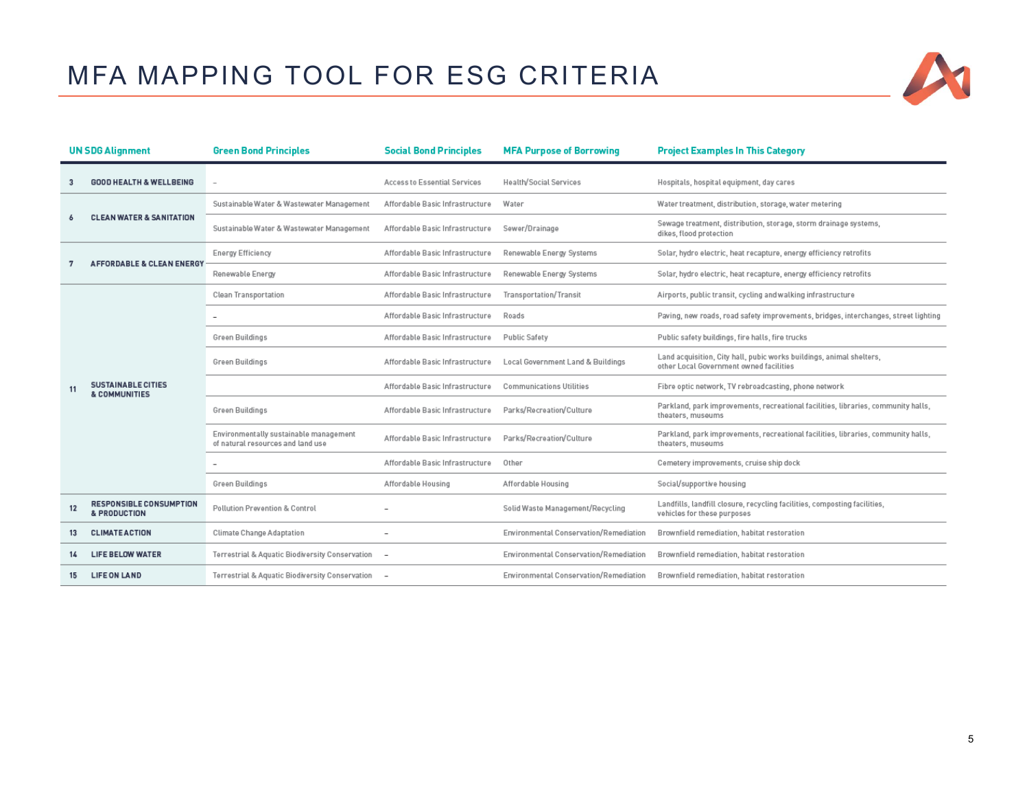# MFA MAPPING TOOL FOR ESG CRITERIA

| UN SDG Alignment | Green Bond Principles | Social Bond Principles | MFA Purpose of Borrowing | Project Examples In This Category |
|---|---|---|---|---|
| 3 GOOD HEALTH & WELLBEING | – | Access to Essential Services | Health/Social Services | Hospitals, hospital equipment, day cares |
| 6 CLEAN WATER & SANITATION | Sustainable Water & Wastewater Management | Affordable Basic Infrastructure | Water | Water treatment, distribution, storage, water metering |
| | Sustainable Water & Wastewater Management | Affordable Basic Infrastructure | Sewer/Drainage | Sewage treatment, distribution, storage, storm drainage systems, dikes, flood protection |
| 7 AFFORDABLE & CLEAN ENERGY | Energy Efficiency | Affordable Basic Infrastructure | Renewable Energy Systems | Solar, hydro electric, heat recapture, energy efficiency retrofits |
| | Renewable Energy | Affordable Basic Infrastructure | Renewable Energy Systems | Solar, hydro electric, heat recapture, energy efficiency retrofits |
| 11 SUSTAINABLE CITIES & COMMUNITIES | Clean Transportation | Affordable Basic Infrastructure | Transportation/Transit | Airports, public transit, cycling and walking infrastructure |
| | – | Affordable Basic Infrastructure | Roads | Paving, new roads, road safety improvements, bridges, interchanges, street lighting |
| | Green Buildings | Affordable Basic Infrastructure | Public Safety | Public safety buildings, fire halls, fire trucks |
| | Green Buildings | Affordable Basic Infrastructure | Local Government Land & Buildings | Land acquisition, City hall, pubic works buildings, animal shelters, other Local Government owned facilities |
| | | Affordable Basic Infrastructure | Communications Utilities | Fibre optic network, TV rebroadcasting, phone network |
| | Green Buildings | Affordable Basic Infrastructure | Parks/Recreation/Culture | Parkland, park improvements, recreational facilities, libraries, community halls, theaters, museums |
| | Environmentally sustainable management of natural resources and land use | Affordable Basic Infrastructure | Parks/Recreation/Culture | Parkland, park improvements, recreational facilities, libraries, community halls, theaters, museums |
| | – | Affordable Basic Infrastructure | Other | Cemetery improvements, cruise ship dock |
| | Green Buildings | Affordable Housing | Affordable Housing | Social/supportive housing |
| 12 RESPONSIBLE CONSUMPTION & PRODUCTION | Pollution Prevention & Control | – | Solid Waste Management/Recycling | Landfills, landfill closure, recycling facilities, composting facilities, vehicles for these purposes |
| 13 CLIMATE ACTION | Climate Change Adaptation | – | Environmental Conservation/Remediation | Brownfield remediation, habitat restoration |
| 14 LIFE BELOW WATER | Terrestrial & Aquatic Biodiversity Conservation | – | Environmental Conservation/Remediation | Brownfield remediation, habitat restoration |
| 15 LIFE ON LAND | Terrestrial & Aquatic Biodiversity Conservation | – | Environmental Conservation/Remediation | Brownfield remediation, habitat restoration |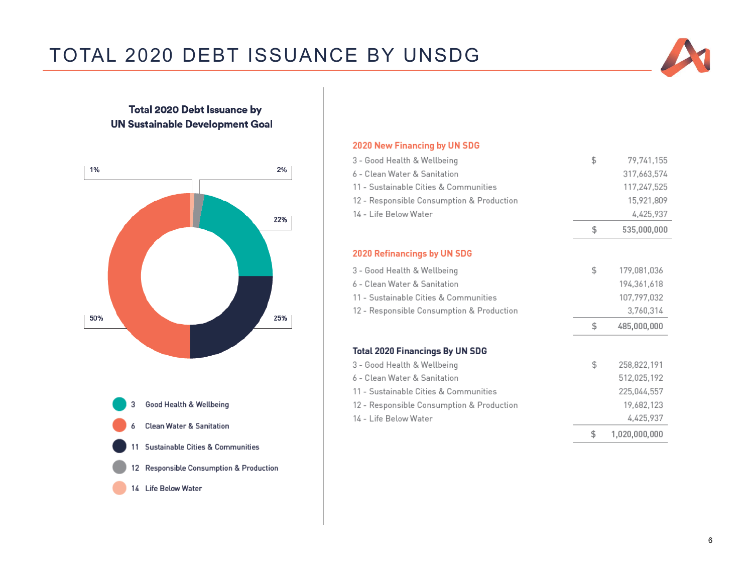# TOTAL 2020 DEBT ISSUANCE BY UNSDG

**Total 2020 Debt Issuance by UN Sustainable Development Goal**

| UN SDG | Share |
|---|---|
| 3 Good Health & Wellbeing | 22% |
| 6 Clean Water & Sanitation | 50% |
| 11 Sustainable Cities & Communities | 25% |
| 12 Responsible Consumption & Production | 2% |
| 14 Life Below Water | 1% |

**2020 New Financing by UN SDG**

| | | |
|---|---|---|
| 3 - Good Health & Wellbeing | $ | 79,741,155 |
| 6 - Clean Water & Sanitation | | 317,663,574 |
| 11 - Sustainable Cities & Communities | | 117,247,525 |
| 12 - Responsible Consumption & Production | | 15,921,809 |
| 14 - Life Below Water | | 4,425,937 |
| | $ | 535,000,000 |

**2020 Refinancings by UN SDG**

| | | |
|---|---|---|
| 3 - Good Health & Wellbeing | $ | 179,081,036 |
| 6 - Clean Water & Sanitation | | 194,361,618 |
| 11 - Sustainable Cities & Communities | | 107,797,032 |
| 12 - Responsible Consumption & Production | | 3,760,314 |
| | $ | 485,000,000 |

**Total 2020 Financings By UN SDG**

| | | |
|---|---|---|
| 3 - Good Health & Wellbeing | $ | 258,822,191 |
| 6 - Clean Water & Sanitation | | 512,025,192 |
| 11 - Sustainable Cities & Communities | | 225,044,557 |
| 12 - Responsible Consumption & Production | | 19,682,123 |
| 14 - Life Below Water | | 4,425,937 |
| | $ | 1,020,000,000 |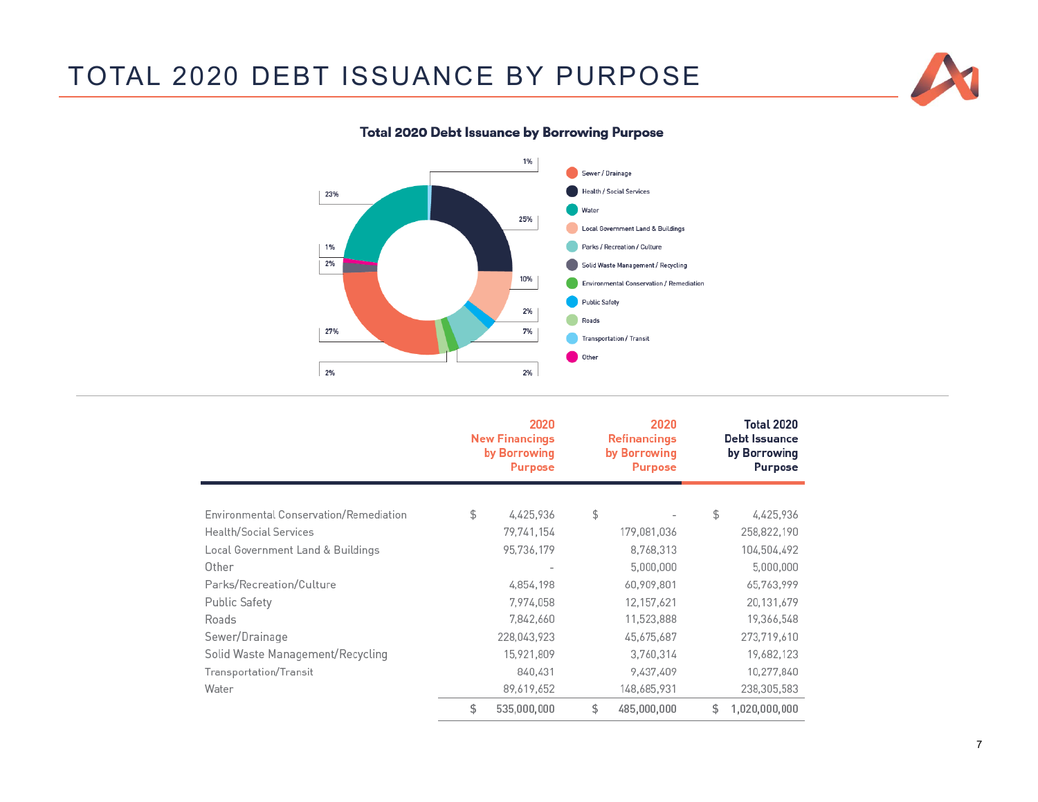# TOTAL 2020 DEBT ISSUANCE BY PURPOSE

## Total 2020 Debt Issuance by Borrowing Purpose

- Sewer / Drainage — 27%
- Health / Social Services — 25%
- Water — 23%
- Local Government Land & Buildings — 10%
- Parks / Recreation / Culture — 7%
- Solid Waste Management / Recycling — 2%
- Environmental Conservation / Remediation — 2%
- Public Safety — 2%
- Roads — 2%
- Transportation / Transit — 1%
- Other — 1%

| | 2020 New Financings by Borrowing Purpose | 2020 Refinancings by Borrowing Purpose | Total 2020 Debt Issuance by Borrowing Purpose |
|---|---|---|---|
| Environmental Conservation/Remediation | $ 4,425,936 | $ - | $ 4,425,936 |
| Health/Social Services | 79,741,154 | 179,081,036 | 258,822,190 |
| Local Government Land & Buildings | 95,736,179 | 8,768,313 | 104,504,492 |
| Other | - | 5,000,000 | 5,000,000 |
| Parks/Recreation/Culture | 4,854,198 | 60,909,801 | 65,763,999 |
| Public Safety | 7,974,058 | 12,157,621 | 20,131,679 |
| Roads | 7,842,660 | 11,523,888 | 19,366,548 |
| Sewer/Drainage | 228,043,923 | 45,675,687 | 273,719,610 |
| Solid Waste Management/Recycling | 15,921,809 | 3,760,314 | 19,682,123 |
| Transportation/Transit | 840,431 | 9,437,409 | 10,277,840 |
| Water | 89,619,652 | 148,685,931 | 238,305,583 |
| | $ 535,000,000 | $ 485,000,000 | $ 1,020,000,000 |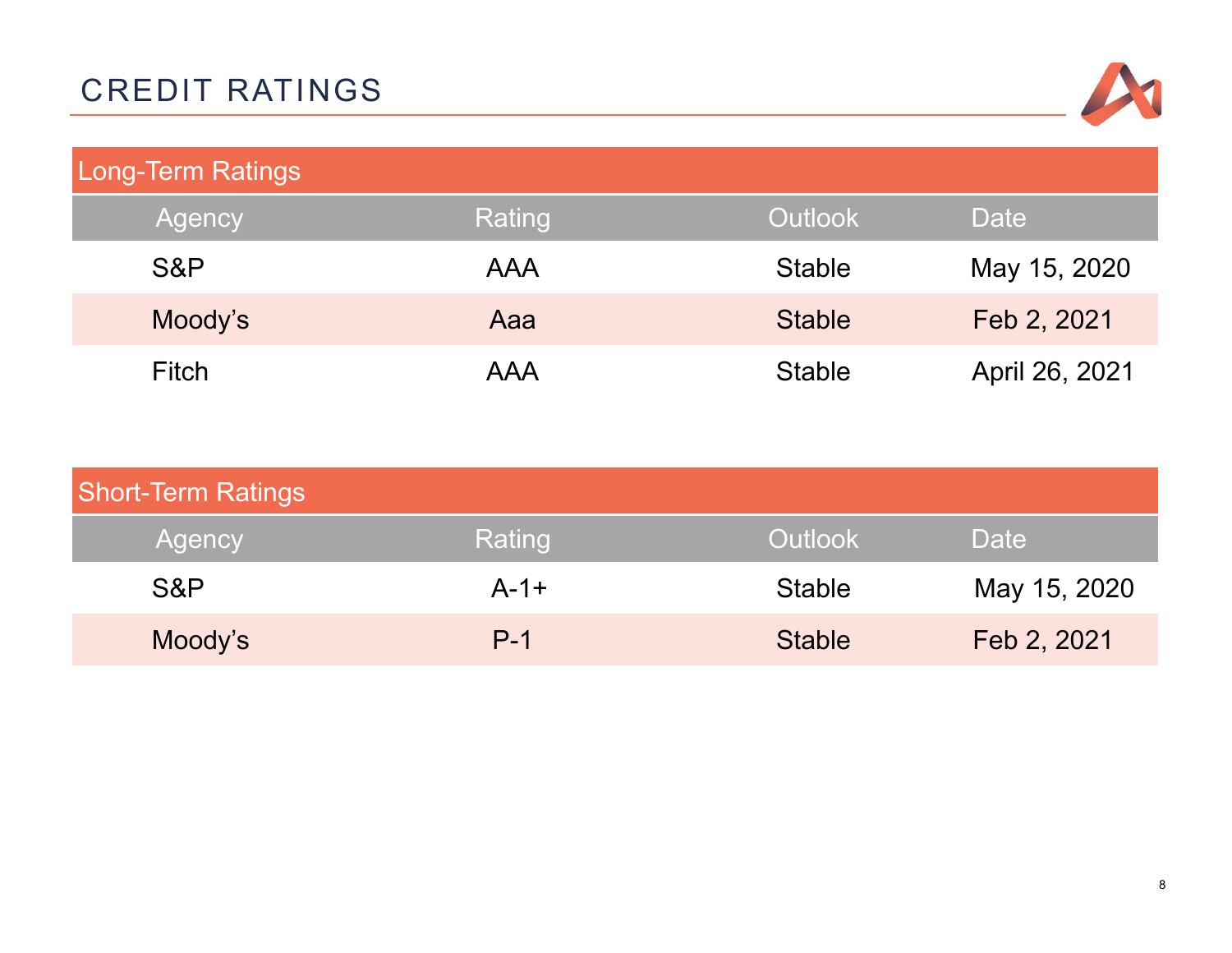# CREDIT RATINGS

| Long-Term Ratings | | | |
|---|---|---|---|
| Agency | Rating | Outlook | Date |
| S&P | AAA | Stable | May 15, 2020 |
| Moody’s | Aaa | Stable | Feb 2, 2021 |
| Fitch | AAA | Stable | April 26, 2021 |

| Short-Term Ratings | | | |
|---|---|---|---|
| Agency | Rating | Outlook | Date |
| S&P | A-1+ | Stable | May 15, 2020 |
| Moody’s | P-1 | Stable | Feb 2, 2021 |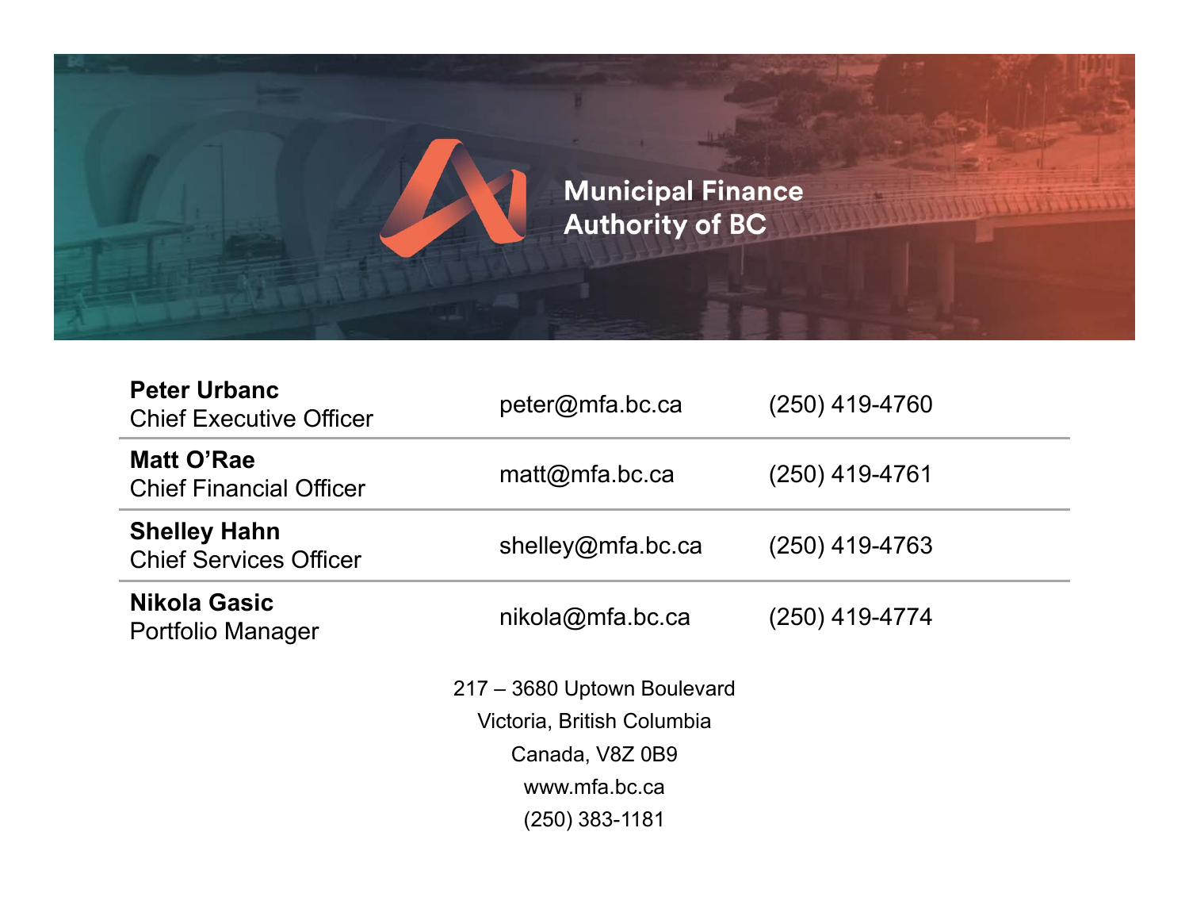# Municipal Finance Authority of BC

| | | |
|---|---|---|
| **Peter Urbanc**<br>Chief Executive Officer | peter@mfa.bc.ca | (250) 419-4760 |
| **Matt O'Rae**<br>Chief Financial Officer | matt@mfa.bc.ca | (250) 419-4761 |
| **Shelley Hahn**<br>Chief Services Officer | shelley@mfa.bc.ca | (250) 419-4763 |
| **Nikola Gasic**<br>Portfolio Manager | nikola@mfa.bc.ca | (250) 419-4774 |

217 – 3680 Uptown Boulevard
Victoria, British Columbia
Canada, V8Z 0B9
www.mfa.bc.ca
(250) 383-1181